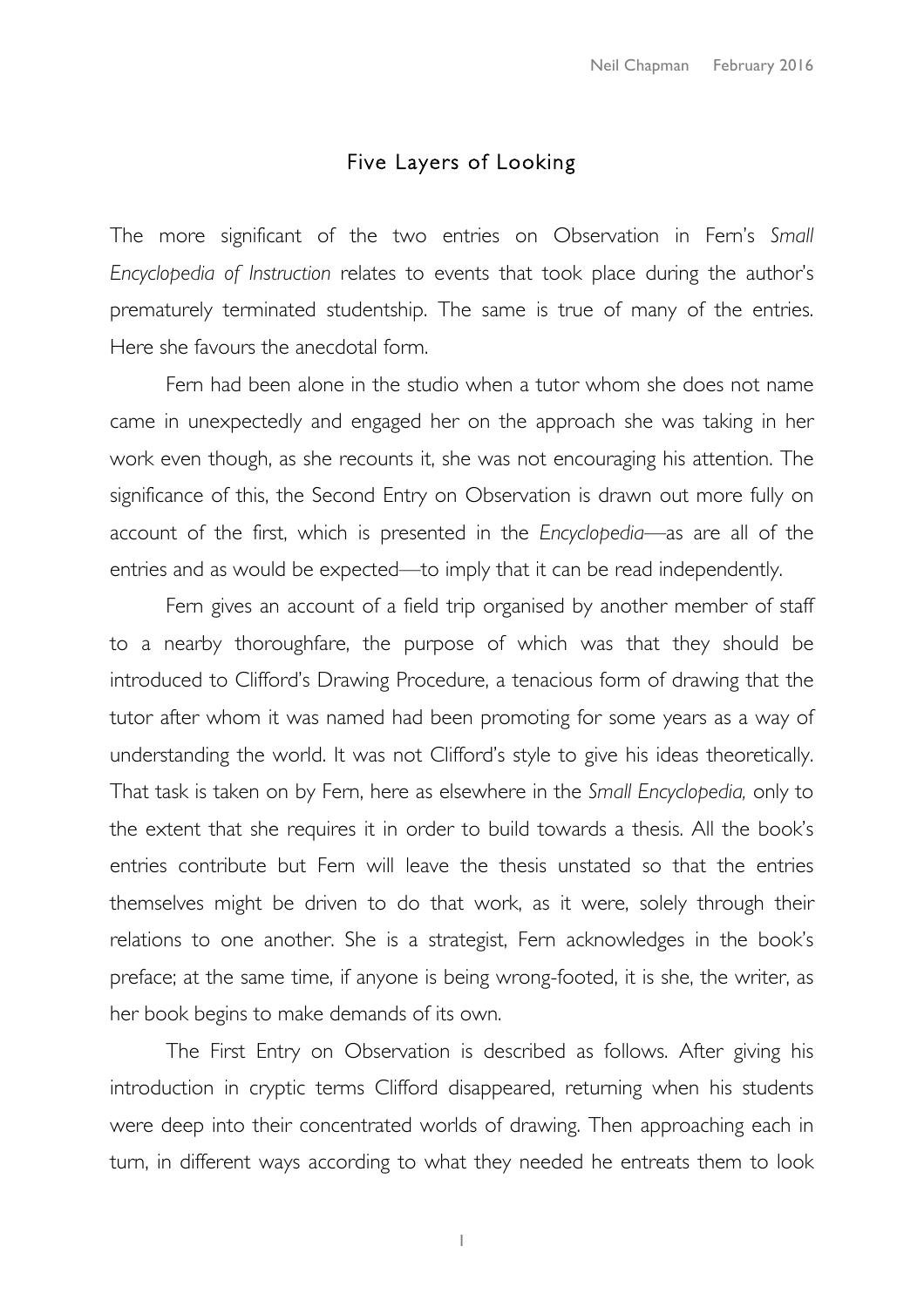# Five Layers of Looking

The more significant of the two entries on Observation in Fern's *Small Encyclopedia of Instruction* relates to events that took place during the author's prematurely terminated studentship. The same is true of many of the entries. Here she favours the anecdotal form.

Fern had been alone in the studio when a tutor whom she does not name came in unexpectedly and engaged her on the approach she was taking in her work even though, as she recounts it, she was not encouraging his attention. The significance of this, the Second Entry on Observation is drawn out more fully on account of the first, which is presented in the *Encyclopedia*—as are all of the entries and as would be expected—to imply that it can be read independently.

Fern gives an account of a field trip organised by another member of staff to a nearby thoroughfare, the purpose of which was that they should be introduced to Clifford's Drawing Procedure, a tenacious form of drawing that the tutor after whom it was named had been promoting for some years as a way of understanding the world. It was not Clifford's style to give his ideas theoretically. That task is taken on by Fern, here as elsewhere in the *Small Encyclopedia,* only to the extent that she requires it in order to build towards a thesis. All the book's entries contribute but Fern will leave the thesis unstated so that the entries themselves might be driven to do that work, as it were, solely through their relations to one another. She is a strategist, Fern acknowledges in the book's preface; at the same time, if anyone is being wrong-footed, it is she, the writer, as her book begins to make demands of its own.

The First Entry on Observation is described as follows. After giving his introduction in cryptic terms Clifford disappeared, returning when his students were deep into their concentrated worlds of drawing. Then approaching each in turn, in different ways according to what they needed he entreats them to look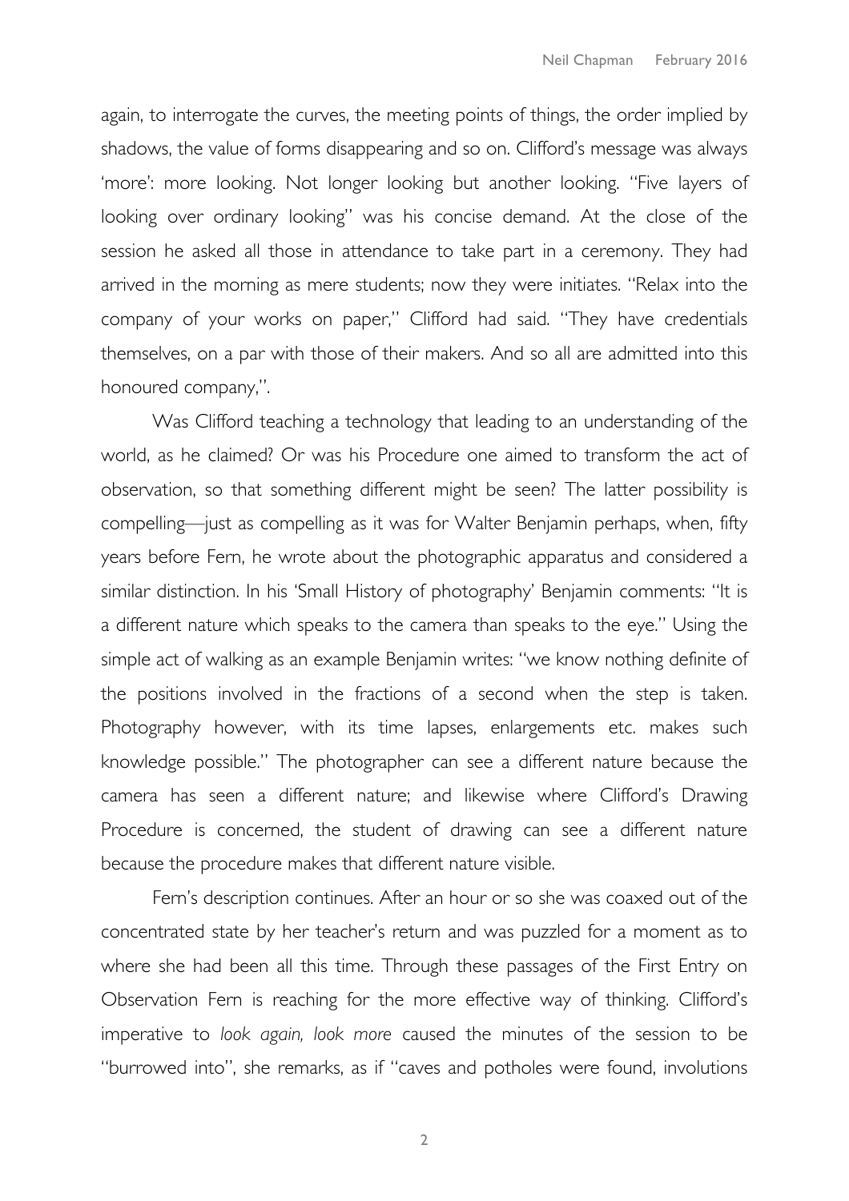again, to interrogate the curves, the meeting points of things, the order implied by shadows, the value of forms disappearing and so on. Clifford's message was always 'more': more looking. Not longer looking but another looking. "Five layers of looking over ordinary looking" was his concise demand. At the close of the session he asked all those in attendance to take part in a ceremony. They had arrived in the morning as mere students; now they were initiates. "Relax into the company of your works on paper," Clifford had said. "They have credentials themselves, on a par with those of their makers. And so all are admitted into this honoured company,".

Was Clifford teaching a technology that leading to an understanding of the world, as he claimed? Or was his Procedure one aimed to transform the act of observation, so that something different might be seen? The latter possibility is compelling—just as compelling as it was for Walter Benjamin perhaps, when, fifty years before Fern, he wrote about the photographic apparatus and considered a similar distinction. In his 'Small History of photography' Benjamin comments: "It is a different nature which speaks to the camera than speaks to the eye." Using the simple act of walking as an example Benjamin writes: "we know nothing definite of the positions involved in the fractions of a second when the step is taken. Photography however, with its time lapses, enlargements etc. makes such knowledge possible." The photographer can see a different nature because the camera has seen a different nature; and likewise where Clifford's Drawing Procedure is concerned, the student of drawing can see a different nature because the procedure makes that different nature visible.

Fern's description continues. After an hour or so she was coaxed out of the concentrated state by her teacher's return and was puzzled for a moment as to where she had been all this time. Through these passages of the First Entry on Observation Fern is reaching for the more effective way of thinking. Clifford's imperative to *look again, look more* caused the minutes of the session to be "burrowed into", she remarks, as if "caves and potholes were found, involutions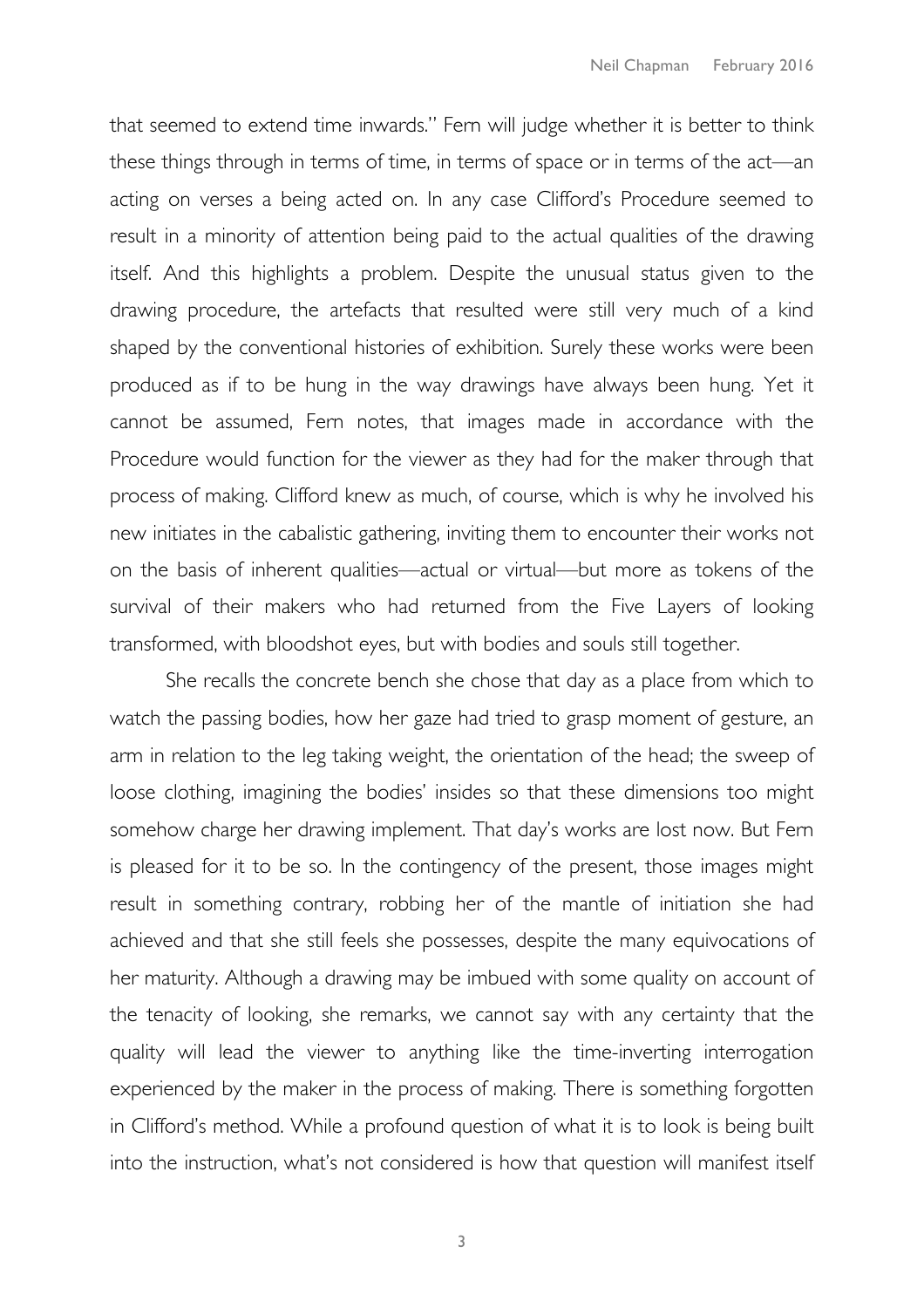that seemed to extend time inwards." Fern will judge whether it is better to think these things through in terms of time, in terms of space or in terms of the act—an acting on verses a being acted on. In any case Clifford's Procedure seemed to result in a minority of attention being paid to the actual qualities of the drawing itself. And this highlights a problem. Despite the unusual status given to the drawing procedure, the artefacts that resulted were still very much of a kind shaped by the conventional histories of exhibition. Surely these works were been produced as if to be hung in the way drawings have always been hung. Yet it cannot be assumed, Fern notes, that images made in accordance with the Procedure would function for the viewer as they had for the maker through that process of making. Clifford knew as much, of course, which is why he involved his new initiates in the cabalistic gathering, inviting them to encounter their works not on the basis of inherent qualities—actual or virtual—but more as tokens of the survival of their makers who had returned from the Five Layers of looking transformed, with bloodshot eyes, but with bodies and souls still together.

She recalls the concrete bench she chose that day as a place from which to watch the passing bodies, how her gaze had tried to grasp moment of gesture, an arm in relation to the leg taking weight, the orientation of the head; the sweep of loose clothing, imagining the bodies' insides so that these dimensions too might somehow charge her drawing implement. That day's works are lost now. But Fern is pleased for it to be so. In the contingency of the present, those images might result in something contrary, robbing her of the mantle of initiation she had achieved and that she still feels she possesses, despite the many equivocations of her maturity. Although a drawing may be imbued with some quality on account of the tenacity of looking, she remarks, we cannot say with any certainty that the quality will lead the viewer to anything like the time-inverting interrogation experienced by the maker in the process of making. There is something forgotten in Clifford's method. While a profound question of what it is to look is being built into the instruction, what's not considered is how that question will manifest itself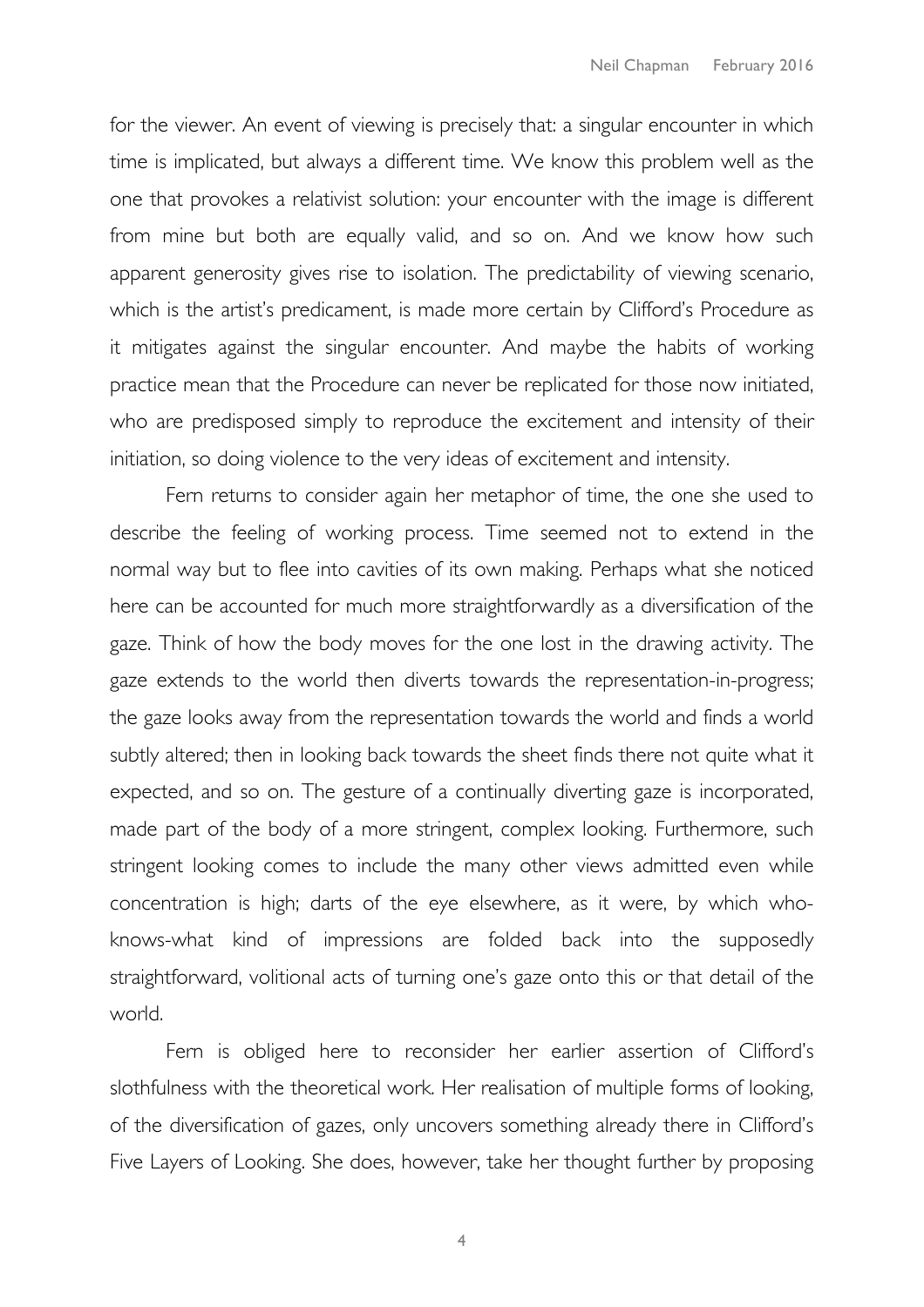for the viewer. An event of viewing is precisely that: a singular encounter in which time is implicated, but always a different time. We know this problem well as the one that provokes a relativist solution: your encounter with the image is different from mine but both are equally valid, and so on. And we know how such apparent generosity gives rise to isolation. The predictability of viewing scenario, which is the artist's predicament, is made more certain by Clifford's Procedure as it mitigates against the singular encounter. And maybe the habits of working practice mean that the Procedure can never be replicated for those now initiated, who are predisposed simply to reproduce the excitement and intensity of their initiation, so doing violence to the very ideas of excitement and intensity.

Fern returns to consider again her metaphor of time, the one she used to describe the feeling of working process. Time seemed not to extend in the normal way but to flee into cavities of its own making. Perhaps what she noticed here can be accounted for much more straightforwardly as a diversification of the gaze. Think of how the body moves for the one lost in the drawing activity. The gaze extends to the world then diverts towards the representation-in-progress; the gaze looks away from the representation towards the world and finds a world subtly altered; then in looking back towards the sheet finds there not quite what it expected, and so on. The gesture of a continually diverting gaze is incorporated, made part of the body of a more stringent, complex looking. Furthermore, such stringent looking comes to include the many other views admitted even while concentration is high; darts of the eye elsewhere, as it were, by which who-knows-what kind of impressions are folded back into the supposedly straightforward, volitional acts of turning one's gaze onto this or that detail of the world.

Fern is obliged here to reconsider her earlier assertion of Clifford's slothfulness with the theoretical work. Her realisation of multiple forms of looking, of the diversification of gazes, only uncovers something already there in Clifford's Five Layers of Looking. She does, however, take her thought further by proposing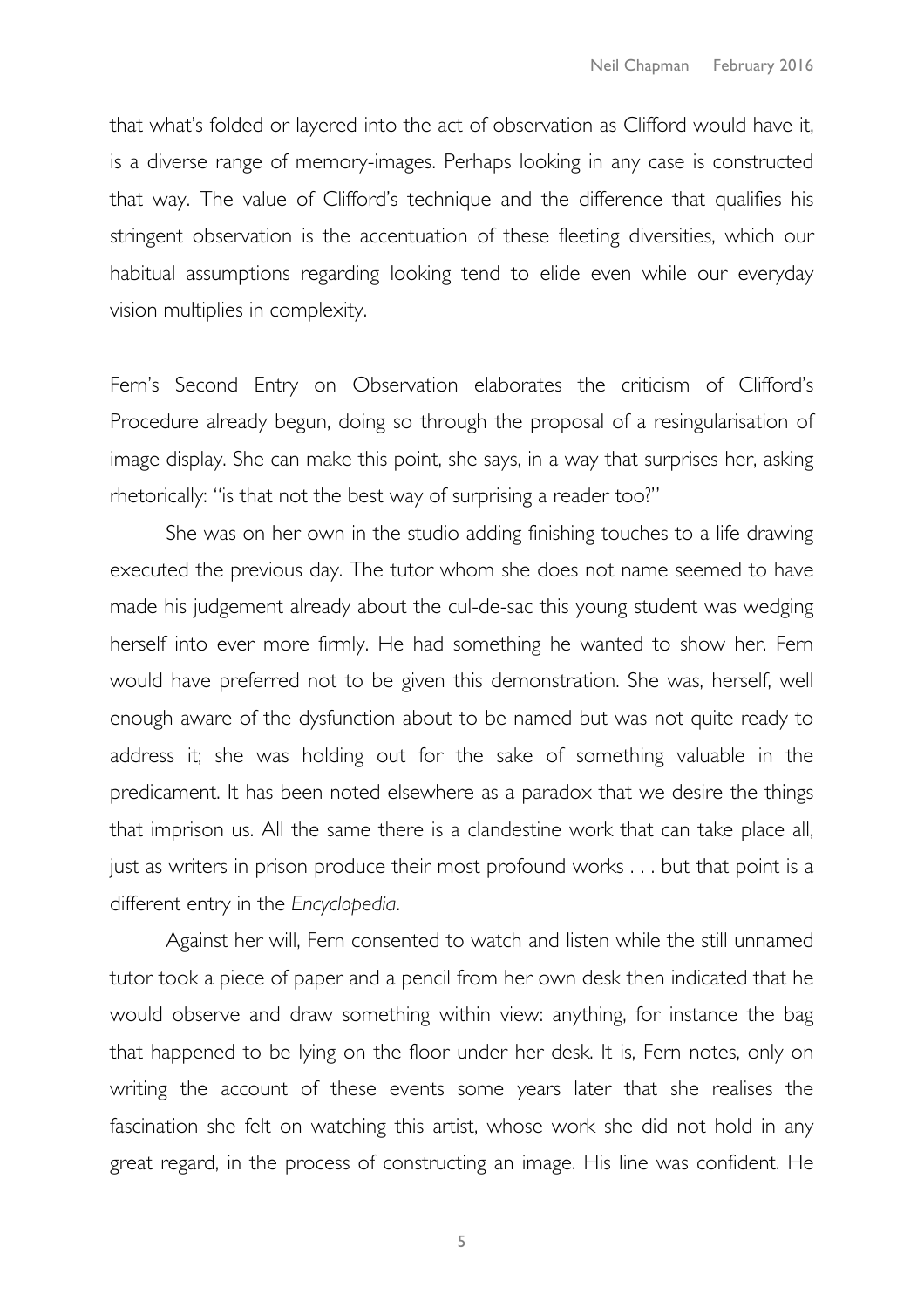that what's folded or layered into the act of observation as Clifford would have it, is a diverse range of memory-images. Perhaps looking in any case is constructed that way. The value of Clifford's technique and the difference that qualifies his stringent observation is the accentuation of these fleeting diversities, which our habitual assumptions regarding looking tend to elide even while our everyday vision multiplies in complexity.

Fern's Second Entry on Observation elaborates the criticism of Clifford's Procedure already begun, doing so through the proposal of a resingularisation of image display. She can make this point, she says, in a way that surprises her, asking rhetorically: "is that not the best way of surprising a reader too?"

She was on her own in the studio adding finishing touches to a life drawing executed the previous day. The tutor whom she does not name seemed to have made his judgement already about the cul-de-sac this young student was wedging herself into ever more firmly. He had something he wanted to show her. Fern would have preferred not to be given this demonstration. She was, herself, well enough aware of the dysfunction about to be named but was not quite ready to address it; she was holding out for the sake of something valuable in the predicament. It has been noted elsewhere as a paradox that we desire the things that imprison us. All the same there is a clandestine work that can take place all, just as writers in prison produce their most profound works . . . but that point is a different entry in the *Encyclopedia*.

Against her will, Fern consented to watch and listen while the still unnamed tutor took a piece of paper and a pencil from her own desk then indicated that he would observe and draw something within view: anything, for instance the bag that happened to be lying on the floor under her desk. It is, Fern notes, only on writing the account of these events some years later that she realises the fascination she felt on watching this artist, whose work she did not hold in any great regard, in the process of constructing an image. His line was confident. He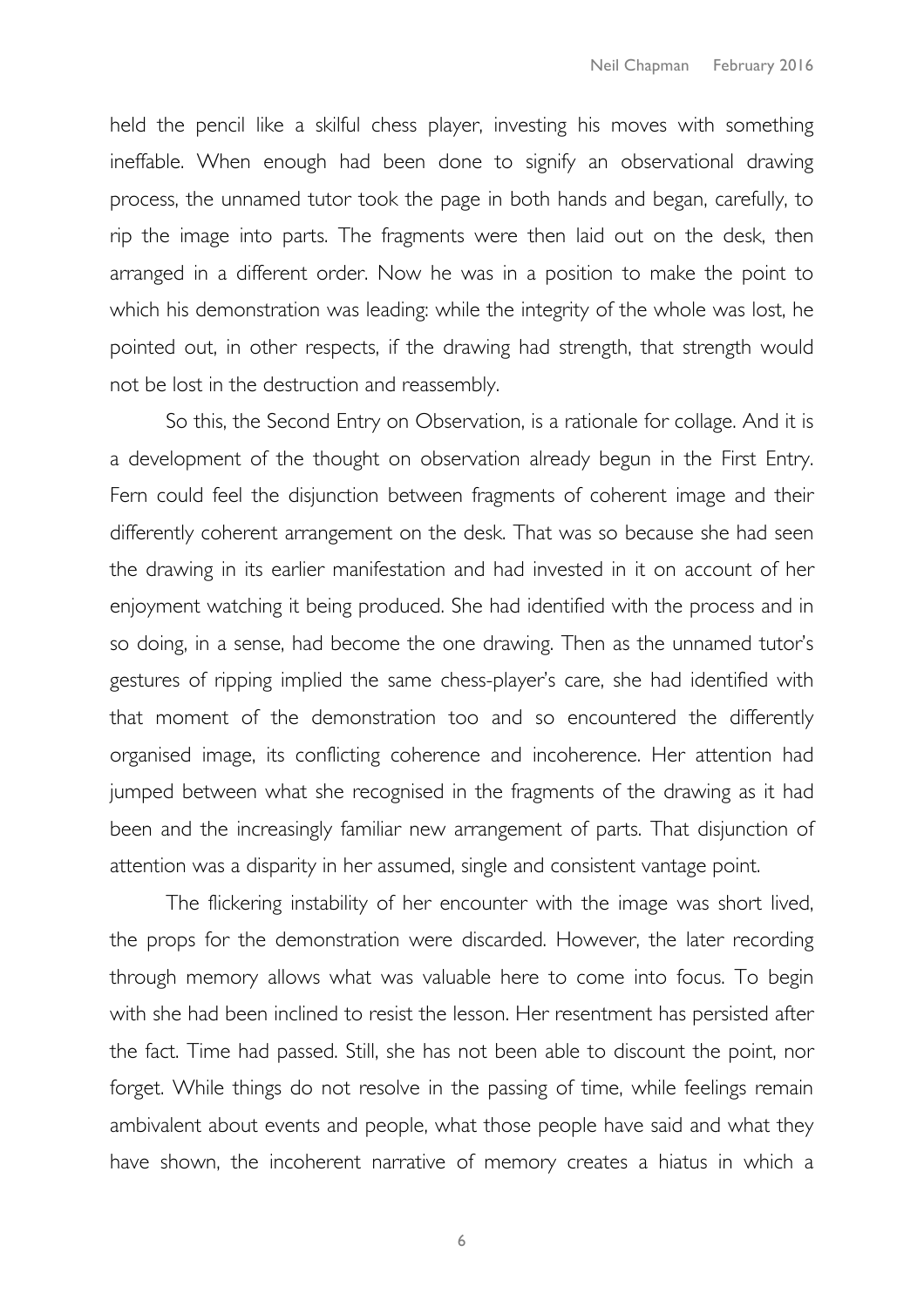held the pencil like a skilful chess player, investing his moves with something ineffable. When enough had been done to signify an observational drawing process, the unnamed tutor took the page in both hands and began, carefully, to rip the image into parts. The fragments were then laid out on the desk, then arranged in a different order. Now he was in a position to make the point to which his demonstration was leading: while the integrity of the whole was lost, he pointed out, in other respects, if the drawing had strength, that strength would not be lost in the destruction and reassembly.

So this, the Second Entry on Observation, is a rationale for collage. And it is a development of the thought on observation already begun in the First Entry. Fern could feel the disjunction between fragments of coherent image and their differently coherent arrangement on the desk. That was so because she had seen the drawing in its earlier manifestation and had invested in it on account of her enjoyment watching it being produced. She had identified with the process and in so doing, in a sense, had become the one drawing. Then as the unnamed tutor's gestures of ripping implied the same chess-player's care, she had identified with that moment of the demonstration too and so encountered the differently organised image, its conflicting coherence and incoherence. Her attention had jumped between what she recognised in the fragments of the drawing as it had been and the increasingly familiar new arrangement of parts. That disjunction of attention was a disparity in her assumed, single and consistent vantage point.

The flickering instability of her encounter with the image was short lived, the props for the demonstration were discarded. However, the later recording through memory allows what was valuable here to come into focus. To begin with she had been inclined to resist the lesson. Her resentment has persisted after the fact. Time had passed. Still, she has not been able to discount the point, nor forget. While things do not resolve in the passing of time, while feelings remain ambivalent about events and people, what those people have said and what they have shown, the incoherent narrative of memory creates a hiatus in which a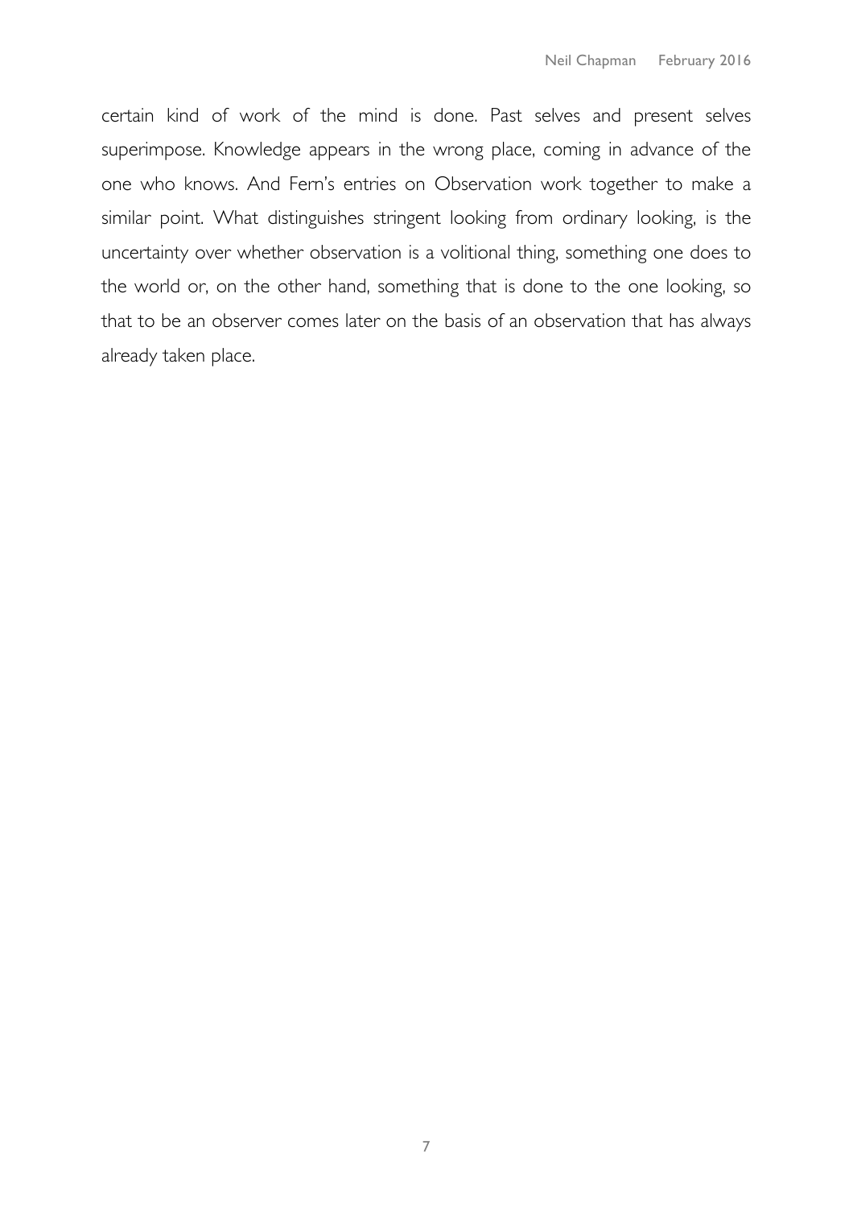certain kind of work of the mind is done. Past selves and present selves superimpose. Knowledge appears in the wrong place, coming in advance of the one who knows. And Fern's entries on Observation work together to make a similar point. What distinguishes stringent looking from ordinary looking, is the uncertainty over whether observation is a volitional thing, something one does to the world or, on the other hand, something that is done to the one looking, so that to be an observer comes later on the basis of an observation that has always already taken place.